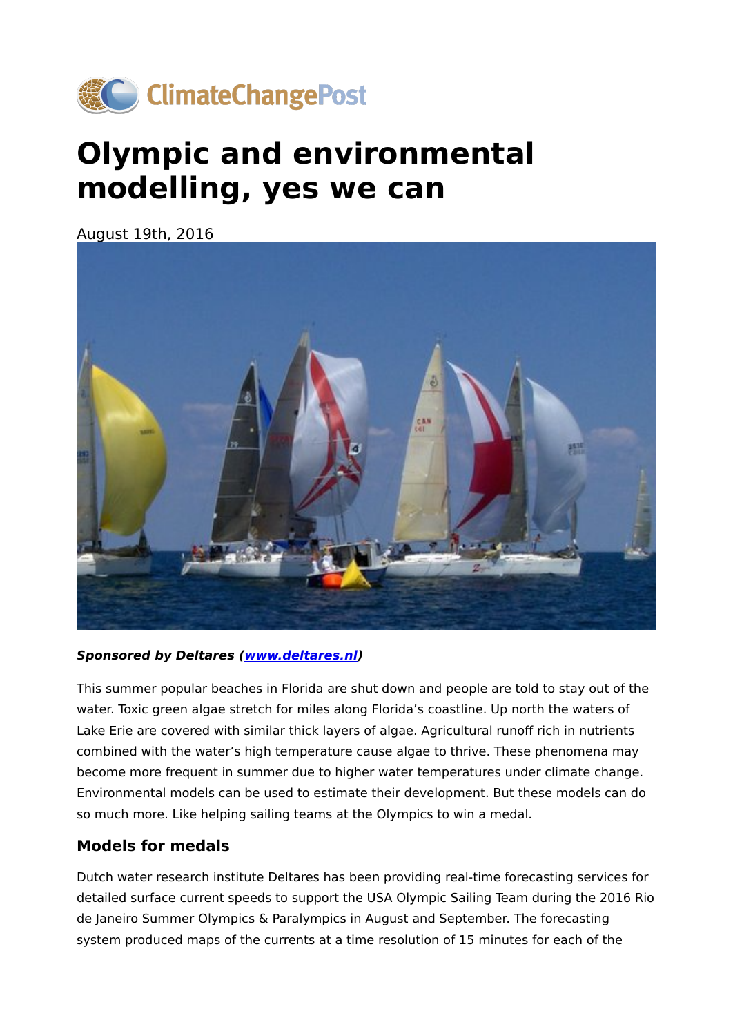# Olympic and environmental modelling, yes we can

August 19th, 2016

***Sponsored by Deltares ([www.deltares.nl](http://www.deltares.nl))***

This summer popular beaches in Florida are shut down and people are told to stay out of the water. Toxic green algae stretch for miles along Florida's coastline. Up north the waters of Lake Erie are covered with similar thick layers of algae. Agricultural runoff rich in nutrients combined with the water's high temperature cause algae to thrive. These phenomena may become more frequent in summer due to higher water temperatures under climate change. Environmental models can be used to estimate their development. But these models can do so much more. Like helping sailing teams at the Olympics to win a medal.

### Models for medals

Dutch water research institute Deltares has been providing real-time forecasting services for detailed surface current speeds to support the USA Olympic Sailing Team during the 2016 Rio de Janeiro Summer Olympics & Paralympics in August and September. The forecasting system produced maps of the currents at a time resolution of 15 minutes for each of the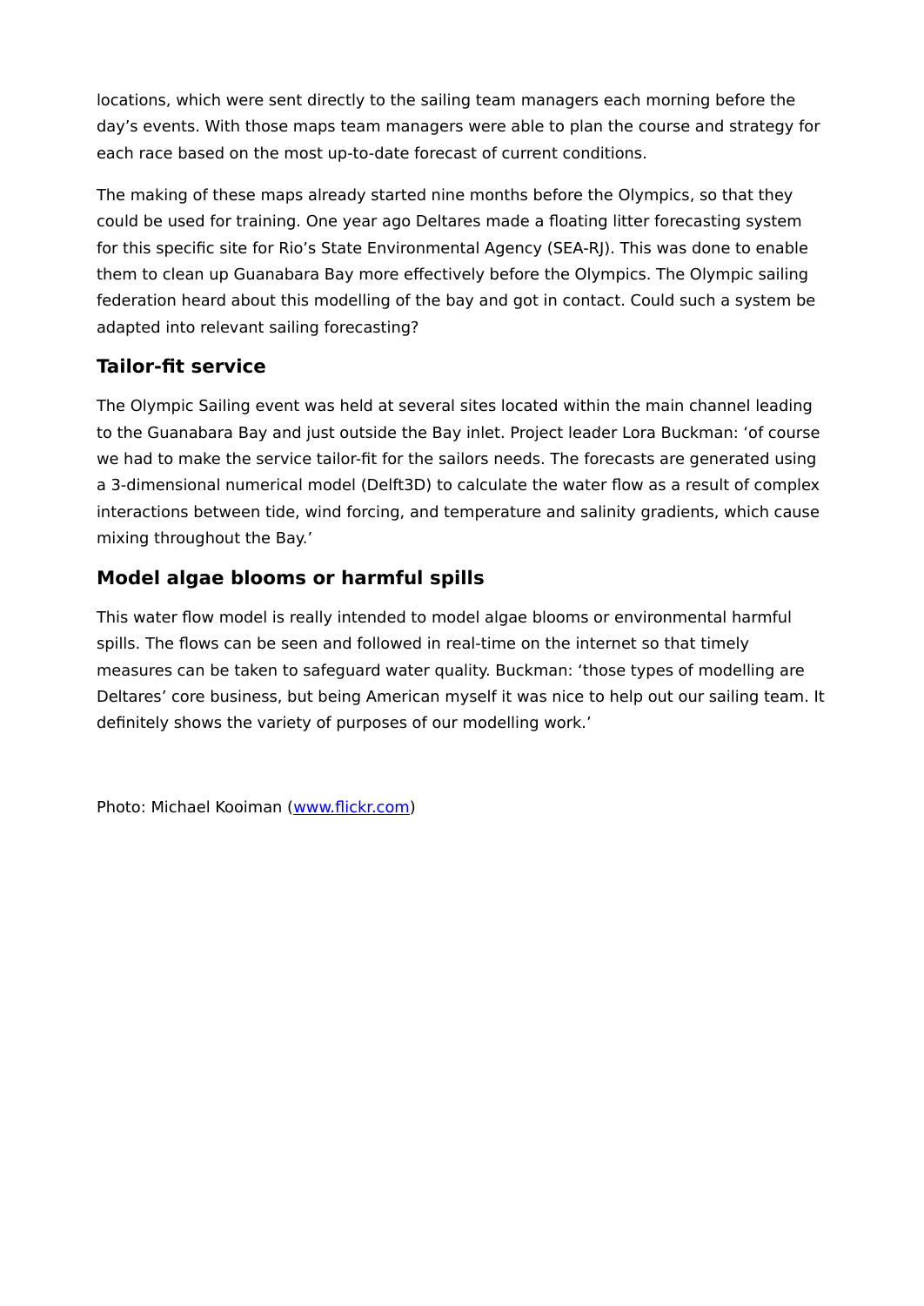locations, which were sent directly to the sailing team managers each morning before the day's events. With those maps team managers were able to plan the course and strategy for each race based on the most up-to-date forecast of current conditions.

The making of these maps already started nine months before the Olympics, so that they could be used for training. One year ago Deltares made a floating litter forecasting system for this specific site for Rio's State Environmental Agency (SEA-RJ). This was done to enable them to clean up Guanabara Bay more effectively before the Olympics. The Olympic sailing federation heard about this modelling of the bay and got in contact. Could such a system be adapted into relevant sailing forecasting?

## Tailor-fit service

The Olympic Sailing event was held at several sites located within the main channel leading to the Guanabara Bay and just outside the Bay inlet. Project leader Lora Buckman: 'of course we had to make the service tailor-fit for the sailors needs. The forecasts are generated using a 3-dimensional numerical model (Delft3D) to calculate the water flow as a result of complex interactions between tide, wind forcing, and temperature and salinity gradients, which cause mixing throughout the Bay.'

## Model algae blooms or harmful spills

This water flow model is really intended to model algae blooms or environmental harmful spills. The flows can be seen and followed in real-time on the internet so that timely measures can be taken to safeguard water quality. Buckman: 'those types of modelling are Deltares' core business, but being American myself it was nice to help out our sailing team. It definitely shows the variety of purposes of our modelling work.'

Photo: Michael Kooiman ([www.flickr.com](www.flickr.com))